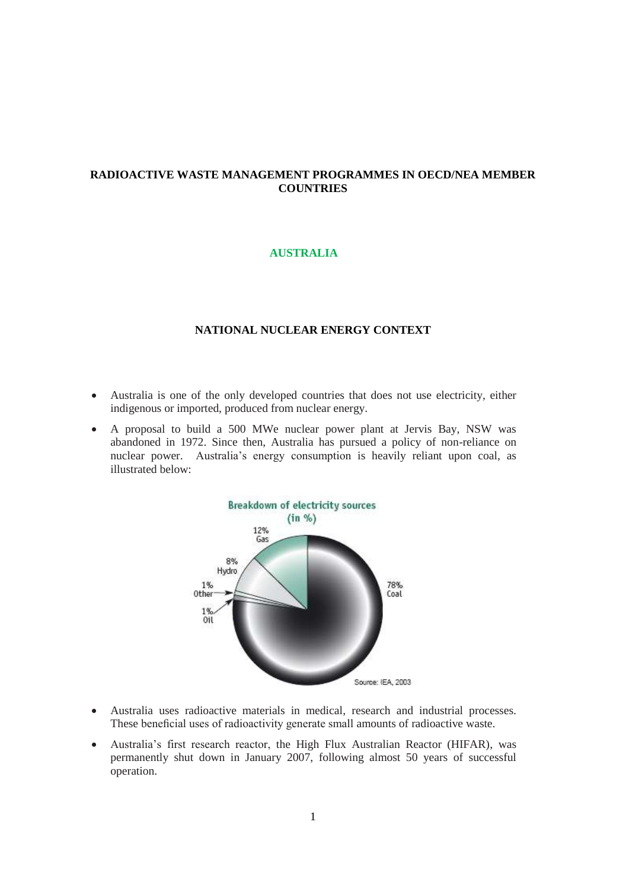# RADIOACTIVE WASTE MANAGEMENT PROGRAMMES IN OECD/NEA MEMBER COUNTRIES

## AUSTRALIA

### NATIONAL NUCLEAR ENERGY CONTEXT

- Australia is one of the only developed countries that does not use electricity, either indigenous or imported, produced from nuclear energy.
- A proposal to build a 500 MWe nuclear power plant at Jervis Bay, NSW was abandoned in 1972. Since then, Australia has pursued a policy of non-reliance on nuclear power. Australia's energy consumption is heavily reliant upon coal, as illustrated below:

Breakdown of electricity sources (in %)

12% Gas; 8% Hydro; 1% Other; 1% Oil; 78% Coal

Source: IEA, 2003

- Australia uses radioactive materials in medical, research and industrial processes. These beneficial uses of radioactivity generate small amounts of radioactive waste.
- Australia's first research reactor, the High Flux Australian Reactor (HIFAR), was permanently shut down in January 2007, following almost 50 years of successful operation.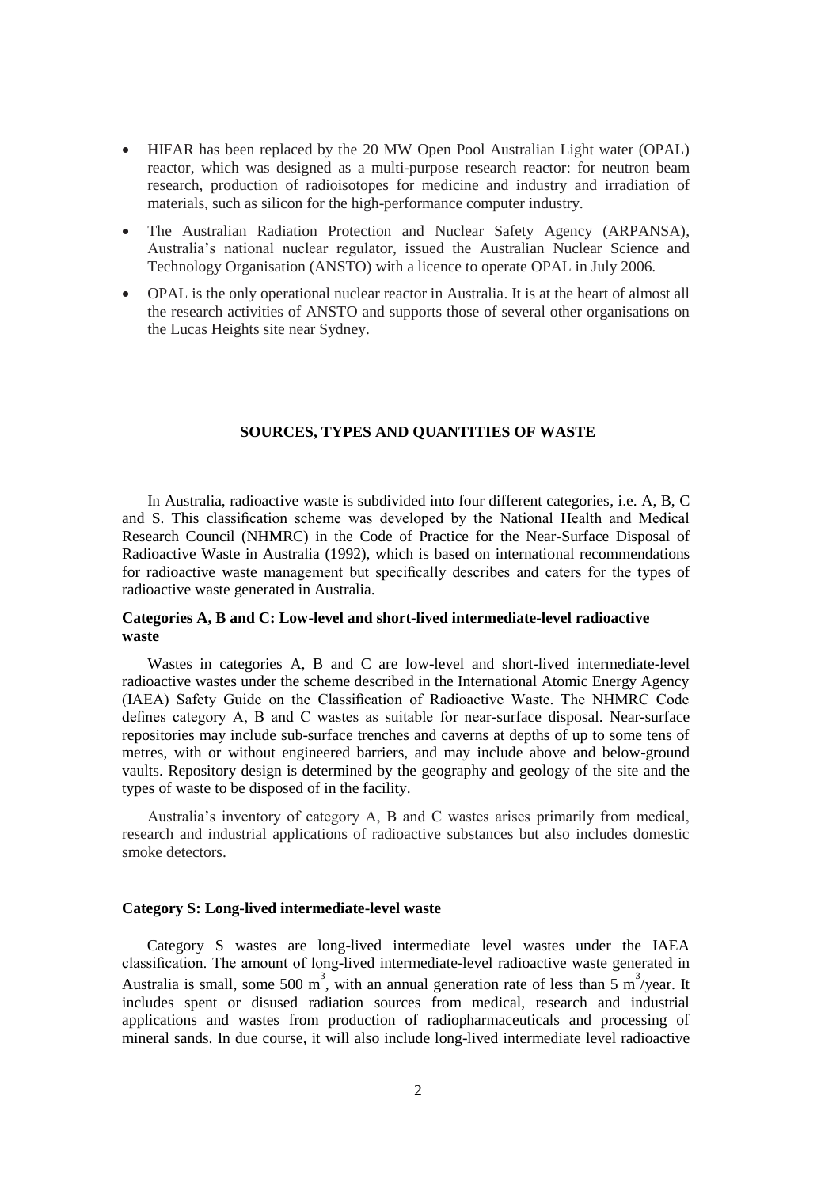- HIFAR has been replaced by the 20 MW Open Pool Australian Light water (OPAL) reactor, which was designed as a multi-purpose research reactor: for neutron beam research, production of radioisotopes for medicine and industry and irradiation of materials, such as silicon for the high-performance computer industry.
- The Australian Radiation Protection and Nuclear Safety Agency (ARPANSA), Australia's national nuclear regulator, issued the Australian Nuclear Science and Technology Organisation (ANSTO) with a licence to operate OPAL in July 2006.
- OPAL is the only operational nuclear reactor in Australia. It is at the heart of almost all the research activities of ANSTO and supports those of several other organisations on the Lucas Heights site near Sydney.

## SOURCES, TYPES AND QUANTITIES OF WASTE

In Australia, radioactive waste is subdivided into four different categories, i.e. A, B, C and S. This classification scheme was developed by the National Health and Medical Research Council (NHMRC) in the Code of Practice for the Near-Surface Disposal of Radioactive Waste in Australia (1992), which is based on international recommendations for radioactive waste management but specifically describes and caters for the types of radioactive waste generated in Australia.

### Categories A, B and C: Low-level and short-lived intermediate-level radioactive waste

Wastes in categories A, B and C are low-level and short-lived intermediate-level radioactive wastes under the scheme described in the International Atomic Energy Agency (IAEA) Safety Guide on the Classification of Radioactive Waste. The NHMRC Code defines category A, B and C wastes as suitable for near-surface disposal. Near-surface repositories may include sub-surface trenches and caverns at depths of up to some tens of metres, with or without engineered barriers, and may include above and below-ground vaults. Repository design is determined by the geography and geology of the site and the types of waste to be disposed of in the facility.

Australia's inventory of category A, B and C wastes arises primarily from medical, research and industrial applications of radioactive substances but also includes domestic smoke detectors.

### Category S: Long-lived intermediate-level waste

Category S wastes are long-lived intermediate level wastes under the IAEA classification. The amount of long-lived intermediate-level radioactive waste generated in Australia is small, some 500 $m^3$, with an annual generation rate of less than 5 $m^3$/year. It includes spent or disused radiation sources from medical, research and industrial applications and wastes from production of radiopharmaceuticals and processing of mineral sands. In due course, it will also include long-lived intermediate level radioactive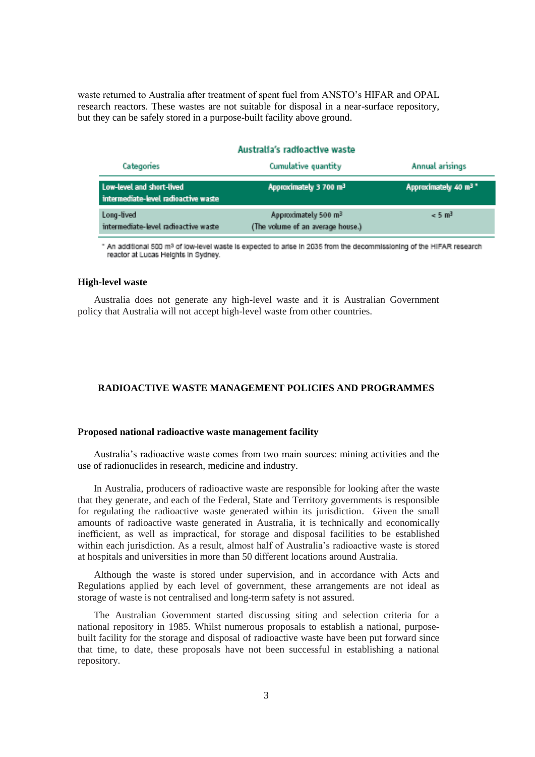waste returned to Australia after treatment of spent fuel from ANSTO's HIFAR and OPAL research reactors. These wastes are not suitable for disposal in a near-surface repository, but they can be safely stored in a purpose-built facility above ground.

**Australia's radioactive waste**

| Categories | Cumulative quantity | Annual arisings |
|---|---|---|
| Low-level and short-lived intermediate-level radioactive waste | Approximately 3 700 $m^3$ | Approximately 40 $m^3$ * |
| Long-lived intermediate-level radioactive waste | Approximately 500 $m^3$ (The volume of an average house.) | < 5 $m^3$ |

\* An additional 500 $m^3$ of low-level waste is expected to arise in 2035 from the decommissioning of the HIFAR research reactor at Lucas Heights in Sydney.

### High-level waste

Australia does not generate any high-level waste and it is Australian Government policy that Australia will not accept high-level waste from other countries.

## RADIOACTIVE WASTE MANAGEMENT POLICIES AND PROGRAMMES

### Proposed national radioactive waste management facility

Australia's radioactive waste comes from two main sources: mining activities and the use of radionuclides in research, medicine and industry.

In Australia, producers of radioactive waste are responsible for looking after the waste that they generate, and each of the Federal, State and Territory governments is responsible for regulating the radioactive waste generated within its jurisdiction. Given the small amounts of radioactive waste generated in Australia, it is technically and economically inefficient, as well as impractical, for storage and disposal facilities to be established within each jurisdiction. As a result, almost half of Australia's radioactive waste is stored at hospitals and universities in more than 50 different locations around Australia.

Although the waste is stored under supervision, and in accordance with Acts and Regulations applied by each level of government, these arrangements are not ideal as storage of waste is not centralised and long-term safety is not assured.

The Australian Government started discussing siting and selection criteria for a national repository in 1985. Whilst numerous proposals to establish a national, purpose-built facility for the storage and disposal of radioactive waste have been put forward since that time, to date, these proposals have not been successful in establishing a national repository.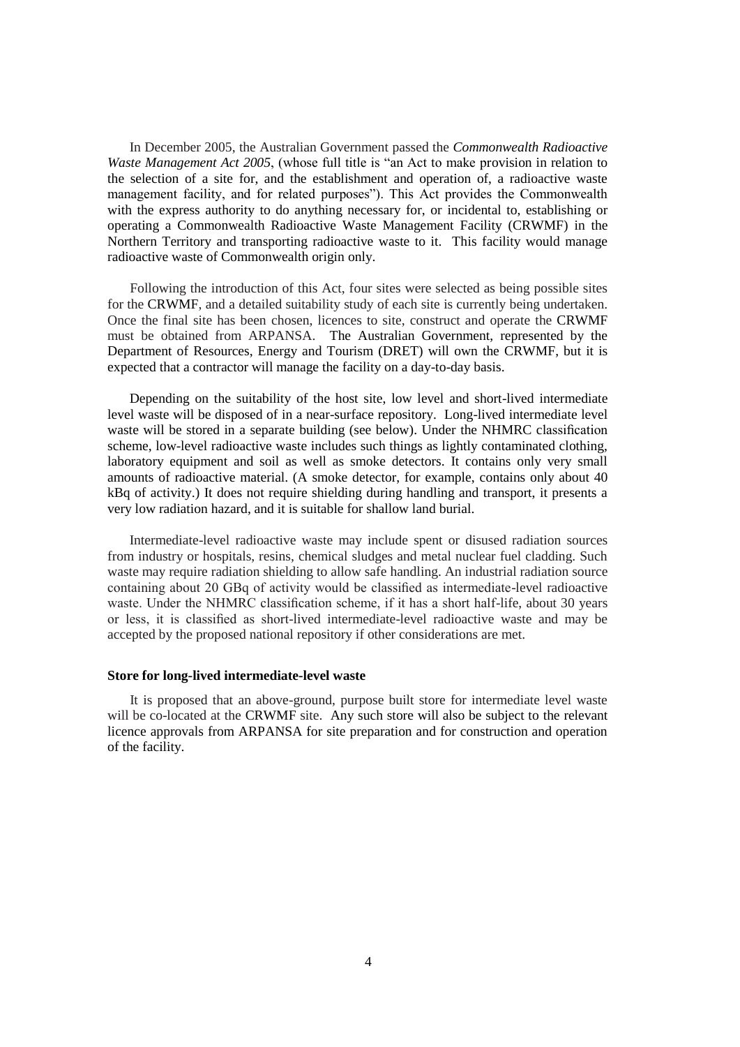In December 2005, the Australian Government passed the *Commonwealth Radioactive Waste Management Act 2005*, (whose full title is "an Act to make provision in relation to the selection of a site for, and the establishment and operation of, a radioactive waste management facility, and for related purposes"). This Act provides the Commonwealth with the express authority to do anything necessary for, or incidental to, establishing or operating a Commonwealth Radioactive Waste Management Facility (CRWMF) in the Northern Territory and transporting radioactive waste to it. This facility would manage radioactive waste of Commonwealth origin only.

Following the introduction of this Act, four sites were selected as being possible sites for the CRWMF, and a detailed suitability study of each site is currently being undertaken. Once the final site has been chosen, licences to site, construct and operate the CRWMF must be obtained from ARPANSA. The Australian Government, represented by the Department of Resources, Energy and Tourism (DRET) will own the CRWMF, but it is expected that a contractor will manage the facility on a day-to-day basis.

Depending on the suitability of the host site, low level and short-lived intermediate level waste will be disposed of in a near-surface repository. Long-lived intermediate level waste will be stored in a separate building (see below). Under the NHMRC classification scheme, low-level radioactive waste includes such things as lightly contaminated clothing, laboratory equipment and soil as well as smoke detectors. It contains only very small amounts of radioactive material. (A smoke detector, for example, contains only about 40 kBq of activity.) It does not require shielding during handling and transport, it presents a very low radiation hazard, and it is suitable for shallow land burial.

Intermediate-level radioactive waste may include spent or disused radiation sources from industry or hospitals, resins, chemical sludges and metal nuclear fuel cladding. Such waste may require radiation shielding to allow safe handling. An industrial radiation source containing about 20 GBq of activity would be classified as intermediate-level radioactive waste. Under the NHMRC classification scheme, if it has a short half-life, about 30 years or less, it is classified as short-lived intermediate-level radioactive waste and may be accepted by the proposed national repository if other considerations are met.

**Store for long-lived intermediate-level waste**

It is proposed that an above-ground, purpose built store for intermediate level waste will be co-located at the CRWMF site. Any such store will also be subject to the relevant licence approvals from ARPANSA for site preparation and for construction and operation of the facility.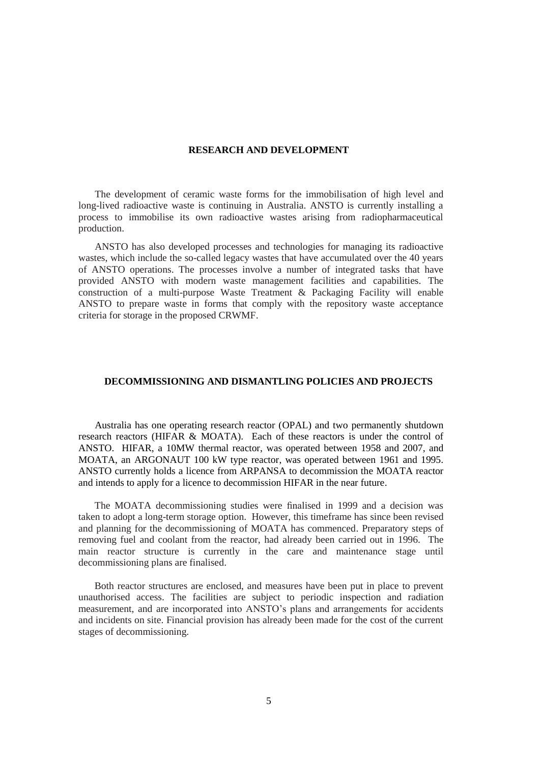## RESEARCH AND DEVELOPMENT

The development of ceramic waste forms for the immobilisation of high level and long-lived radioactive waste is continuing in Australia. ANSTO is currently installing a process to immobilise its own radioactive wastes arising from radiopharmaceutical production.

ANSTO has also developed processes and technologies for managing its radioactive wastes, which include the so-called legacy wastes that have accumulated over the 40 years of ANSTO operations. The processes involve a number of integrated tasks that have provided ANSTO with modern waste management facilities and capabilities. The construction of a multi-purpose Waste Treatment & Packaging Facility will enable ANSTO to prepare waste in forms that comply with the repository waste acceptance criteria for storage in the proposed CRWMF.

## DECOMMISSIONING AND DISMANTLING POLICIES AND PROJECTS

Australia has one operating research reactor (OPAL) and two permanently shutdown research reactors (HIFAR & MOATA). Each of these reactors is under the control of ANSTO. HIFAR, a 10MW thermal reactor, was operated between 1958 and 2007, and MOATA, an ARGONAUT 100 kW type reactor, was operated between 1961 and 1995. ANSTO currently holds a licence from ARPANSA to decommission the MOATA reactor and intends to apply for a licence to decommission HIFAR in the near future.

The MOATA decommissioning studies were finalised in 1999 and a decision was taken to adopt a long-term storage option. However, this timeframe has since been revised and planning for the decommissioning of MOATA has commenced. Preparatory steps of removing fuel and coolant from the reactor, had already been carried out in 1996. The main reactor structure is currently in the care and maintenance stage until decommissioning plans are finalised.

Both reactor structures are enclosed, and measures have been put in place to prevent unauthorised access. The facilities are subject to periodic inspection and radiation measurement, and are incorporated into ANSTO's plans and arrangements for accidents and incidents on site. Financial provision has already been made for the cost of the current stages of decommissioning.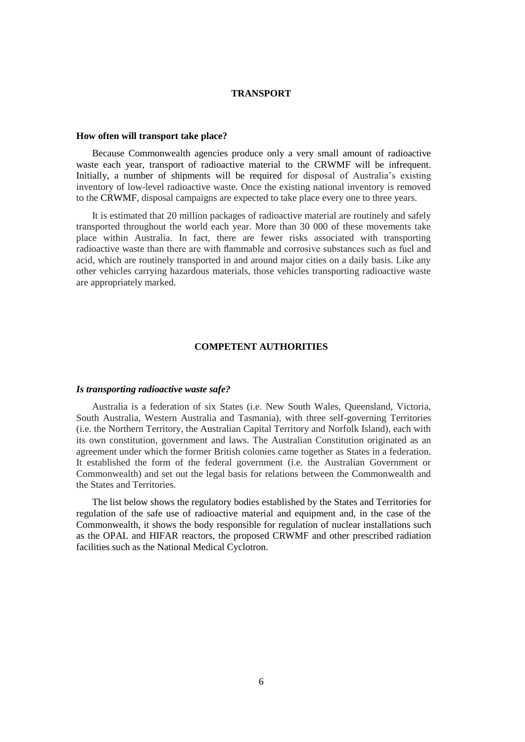## TRANSPORT

### How often will transport take place?

Because Commonwealth agencies produce only a very small amount of radioactive waste each year, transport of radioactive material to the CRWMF will be infrequent. Initially, a number of shipments will be required for disposal of Australia's existing inventory of low-level radioactive waste. Once the existing national inventory is removed to the CRWMF, disposal campaigns are expected to take place every one to three years.

It is estimated that 20 million packages of radioactive material are routinely and safely transported throughout the world each year. More than 30 000 of these movements take place within Australia. In fact, there are fewer risks associated with transporting radioactive waste than there are with flammable and corrosive substances such as fuel and acid, which are routinely transported in and around major cities on a daily basis. Like any other vehicles carrying hazardous materials, those vehicles transporting radioactive waste are appropriately marked.

## COMPETENT AUTHORITIES

### *Is transporting radioactive waste safe?*

Australia is a federation of six States (i.e. New South Wales, Queensland, Victoria, South Australia, Western Australia and Tasmania), with three self-governing Territories (i.e. the Northern Territory, the Australian Capital Territory and Norfolk Island), each with its own constitution, government and laws. The Australian Constitution originated as an agreement under which the former British colonies came together as States in a federation. It established the form of the federal government (i.e. the Australian Government or Commonwealth) and set out the legal basis for relations between the Commonwealth and the States and Territories.

The list below shows the regulatory bodies established by the States and Territories for regulation of the safe use of radioactive material and equipment and, in the case of the Commonwealth, it shows the body responsible for regulation of nuclear installations such as the OPAL and HIFAR reactors, the proposed CRWMF and other prescribed radiation facilities such as the National Medical Cyclotron.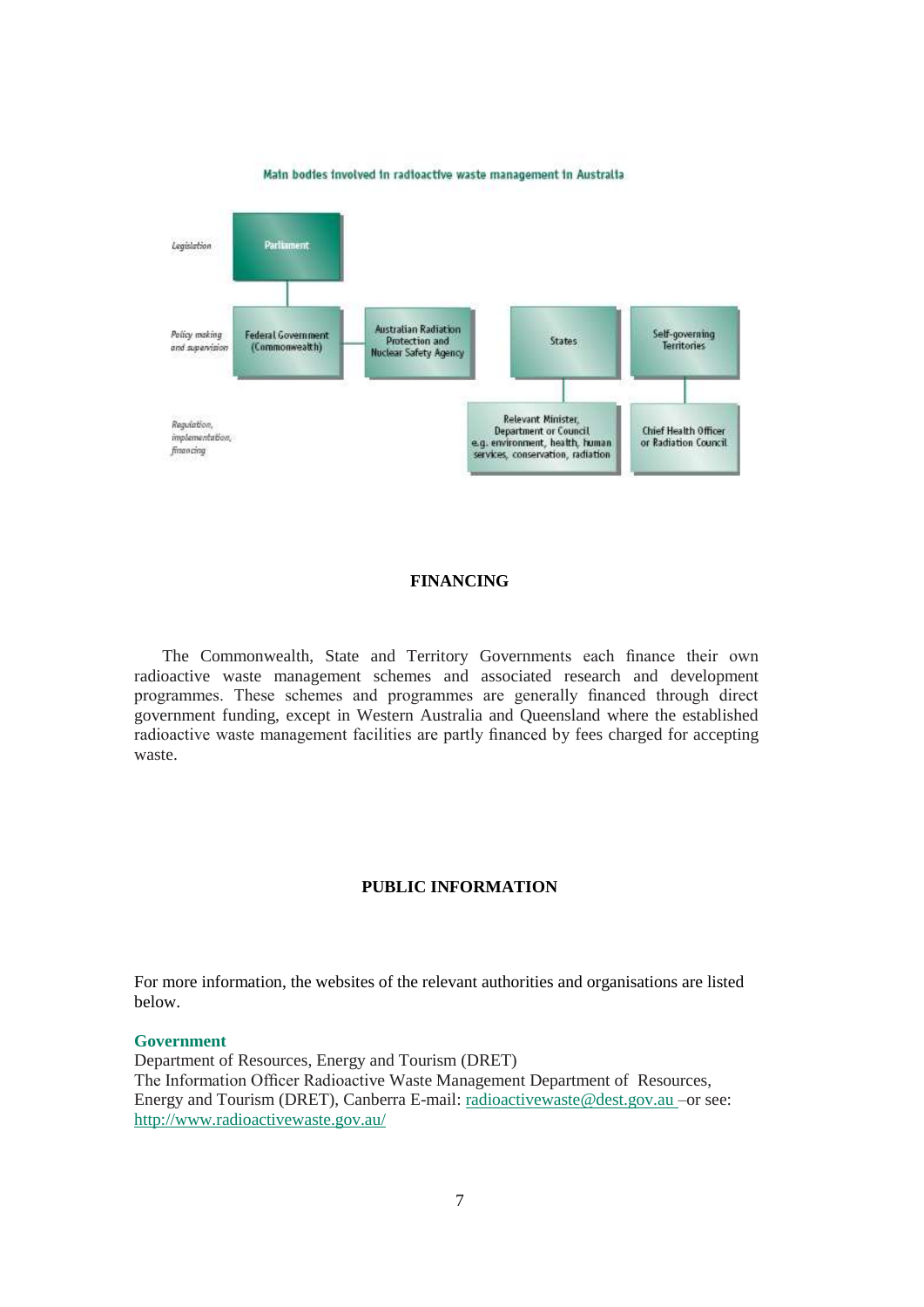Main bodies involved in radioactive waste management in Australia

| | | | | |
|---|---|---|---|---|
| *Legislation* | Parliament | | | |
| *Policy making and supervision* | Federal Government (Commonwealth) | Australian Radiation Protection and Nuclear Safety Agency | States | Self-governing Territories |
| *Regulation, implementation, financing* | | | Relevant Minister, Department or Council e.g. environment, health, human services, conservation, radiation | Chief Health Officer or Radiation Council |

## FINANCING

The Commonwealth, State and Territory Governments each finance their own radioactive waste management schemes and associated research and development programmes. These schemes and programmes are generally financed through direct government funding, except in Western Australia and Queensland where the established radioactive waste management facilities are partly financed by fees charged for accepting waste.

## PUBLIC INFORMATION

For more information, the websites of the relevant authorities and organisations are listed below.

**Government**

Department of Resources, Energy and Tourism (DRET)
The Information Officer Radioactive Waste Management Department of Resources, Energy and Tourism (DRET), Canberra E-mail: radioactivewaste@dest.gov.au –or see: http://www.radioactivewaste.gov.au/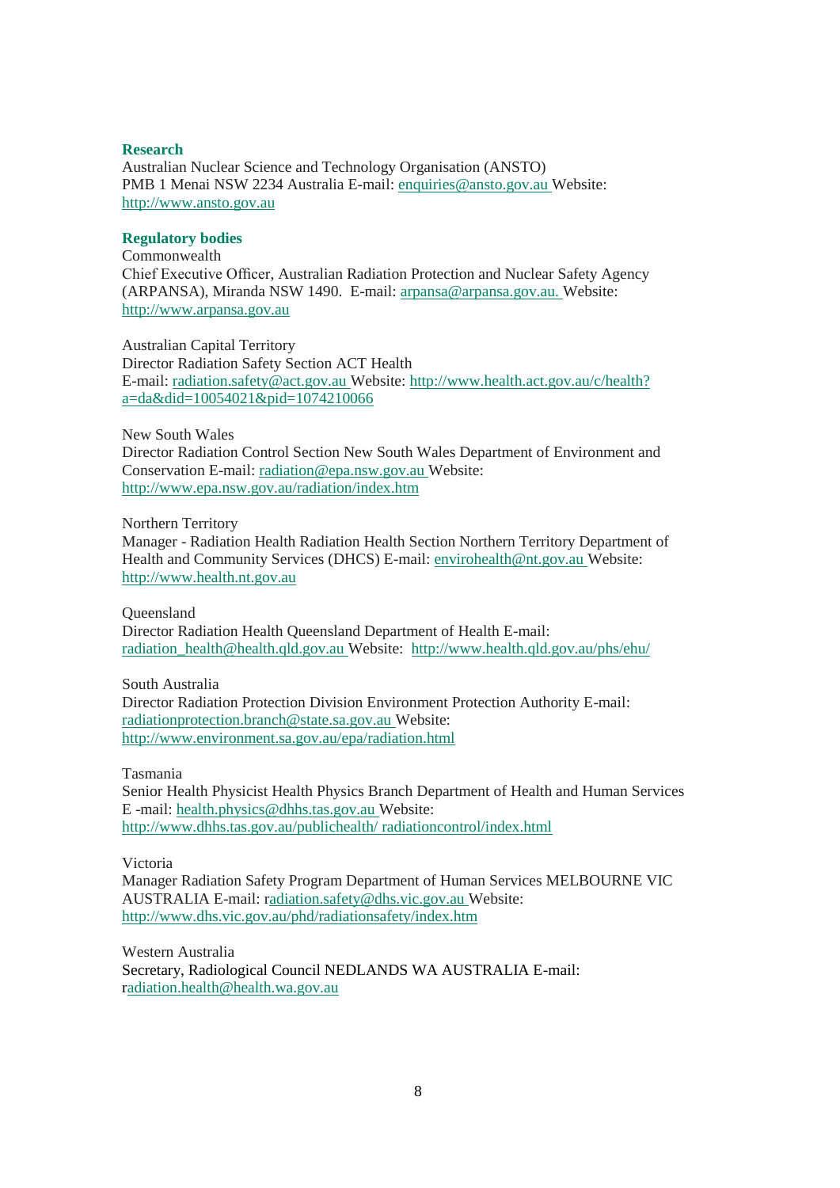**Research**

Australian Nuclear Science and Technology Organisation (ANSTO)
PMB 1 Menai NSW 2234 Australia E-mail: enquiries@ansto.gov.au Website: http://www.ansto.gov.au

**Regulatory bodies**

Commonwealth
Chief Executive Officer, Australian Radiation Protection and Nuclear Safety Agency (ARPANSA), Miranda NSW 1490. E-mail: arpansa@arpansa.gov.au. Website: http://www.arpansa.gov.au

Australian Capital Territory
Director Radiation Safety Section ACT Health
E-mail: radiation.safety@act.gov.au Website: http://www.health.act.gov.au/c/health?a=da&did=10054021&pid=1074210066

New South Wales
Director Radiation Control Section New South Wales Department of Environment and Conservation E-mail: radiation@epa.nsw.gov.au Website: http://www.epa.nsw.gov.au/radiation/index.htm

Northern Territory
Manager - Radiation Health Radiation Health Section Northern Territory Department of Health and Community Services (DHCS) E-mail: envirohealth@nt.gov.au Website: http://www.health.nt.gov.au

Queensland
Director Radiation Health Queensland Department of Health E-mail: radiation_health@health.qld.gov.au Website: http://www.health.qld.gov.au/phs/ehu/

South Australia
Director Radiation Protection Division Environment Protection Authority E-mail: radiationprotection.branch@state.sa.gov.au Website: http://www.environment.sa.gov.au/epa/radiation.html

Tasmania
Senior Health Physicist Health Physics Branch Department of Health and Human Services E -mail: health.physics@dhhs.tas.gov.au Website: http://www.dhhs.tas.gov.au/publichealth/ radiationcontrol/index.html

Victoria
Manager Radiation Safety Program Department of Human Services MELBOURNE VIC AUSTRALIA E-mail: radiation.safety@dhs.vic.gov.au Website: http://www.dhs.vic.gov.au/phd/radiationsafety/index.htm

Western Australia
Secretary, Radiological Council NEDLANDS WA AUSTRALIA E-mail: radiation.health@health.wa.gov.au